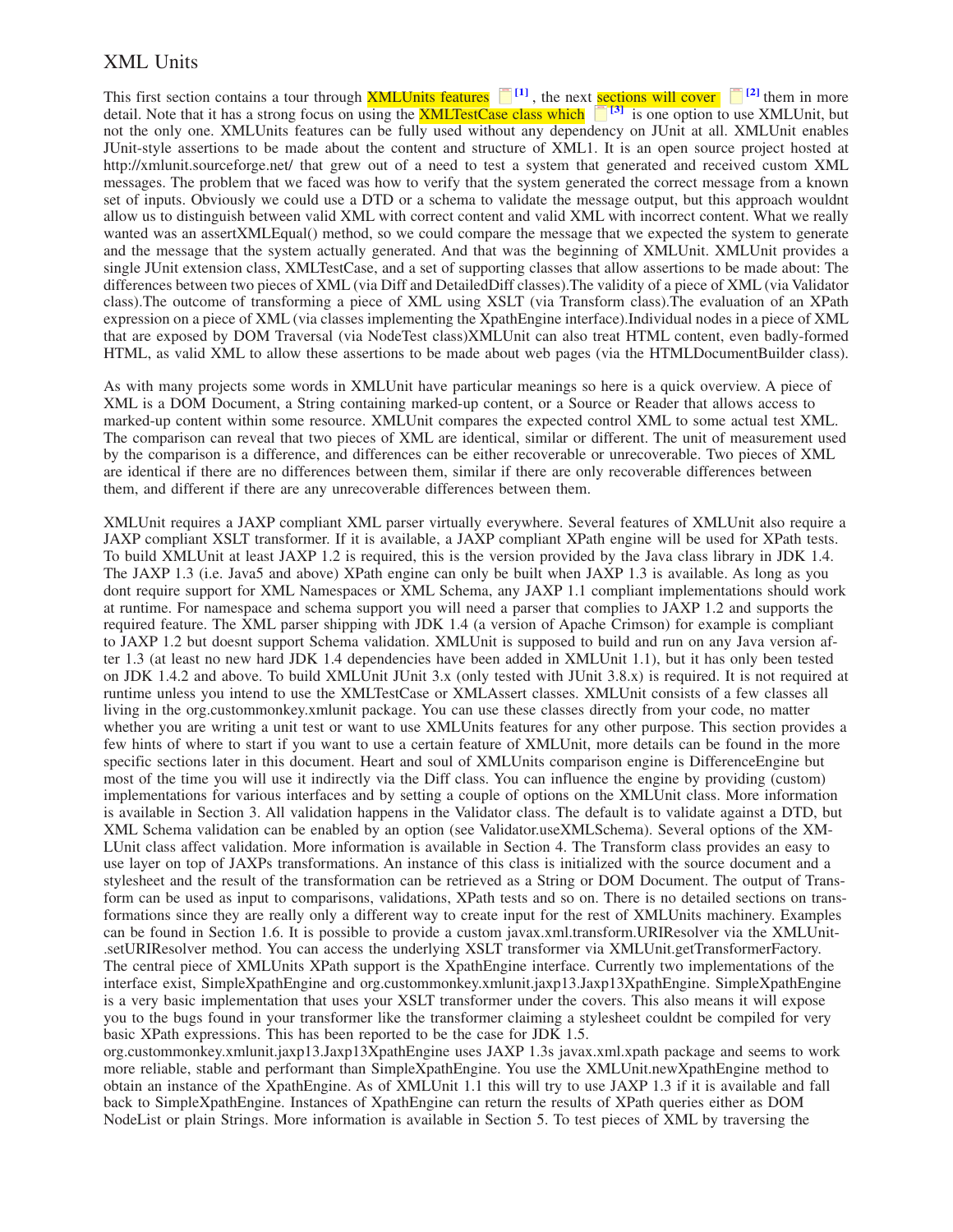# XML Units

This first section contains a tour through XMLUnits features [1], the next sections will cover [2] them in more detail. Note that it has a strong focus on using the XMLTestCase class which [3] is one option to use XMLUnit, but not the only one. XMLUnits features can be fully used without any dependency on JUnit at all. XMLUnit enables JUnit-style assertions to be made about the content and structure of XML1. It is an open source project hosted at http://xmlunit.sourceforge.net/ that grew out of a need to test a system that generated and received custom XML messages. The problem that we faced was how to verify that the system generated the correct message from a known set of inputs. Obviously we could use a DTD or a schema to validate the message output, but this approach wouldnt allow us to distinguish between valid XML with correct content and valid XML with incorrect content. What we really wanted was an assertXMLEqual() method, so we could compare the message that we expected the system to generate and the message that the system actually generated. And that was the beginning of XMLUnit. XMLUnit provides a single JUnit extension class, XMLTestCase, and a set of supporting classes that allow assertions to be made about: The differences between two pieces of XML (via Diff and DetailedDiff classes).The validity of a piece of XML (via Validator class).The outcome of transforming a piece of XML using XSLT (via Transform class).The evaluation of an XPath expression on a piece of XML (via classes implementing the XpathEngine interface).Individual nodes in a piece of XML that are exposed by DOM Traversal (via NodeTest class)XMLUnit can also treat HTML content, even badly-formed HTML, as valid XML to allow these assertions to be made about web pages (via the HTMLDocumentBuilder class).

As with many projects some words in XMLUnit have particular meanings so here is a quick overview. A piece of XML is a DOM Document, a String containing marked-up content, or a Source or Reader that allows access to marked-up content within some resource. XMLUnit compares the expected control XML to some actual test XML. The comparison can reveal that two pieces of XML are identical, similar or different. The unit of measurement used by the comparison is a difference, and differences can be either recoverable or unrecoverable. Two pieces of XML are identical if there are no differences between them, similar if there are only recoverable differences between them, and different if there are any unrecoverable differences between them.

XMLUnit requires a JAXP compliant XML parser virtually everywhere. Several features of XMLUnit also require a JAXP compliant XSLT transformer. If it is available, a JAXP compliant XPath engine will be used for XPath tests. To build XMLUnit at least JAXP 1.2 is required, this is the version provided by the Java class library in JDK 1.4. The JAXP 1.3 (i.e. Java5 and above) XPath engine can only be built when JAXP 1.3 is available. As long as you dont require support for XML Namespaces or XML Schema, any JAXP 1.1 compliant implementations should work at runtime. For namespace and schema support you will need a parser that complies to JAXP 1.2 and supports the required feature. The XML parser shipping with JDK 1.4 (a version of Apache Crimson) for example is compliant to JAXP 1.2 but doesnt support Schema validation. XMLUnit is supposed to build and run on any Java version after 1.3 (at least no new hard JDK 1.4 dependencies have been added in XMLUnit 1.1), but it has only been tested on JDK 1.4.2 and above. To build XMLUnit JUnit 3.x (only tested with JUnit 3.8.x) is required. It is not required at runtime unless you intend to use the XMLTestCase or XMLAssert classes. XMLUnit consists of a few classes all living in the org.custommonkey.xmlunit package. You can use these classes directly from your code, no matter whether you are writing a unit test or want to use XMLUnits features for any other purpose. This section provides a few hints of where to start if you want to use a certain feature of XMLUnit, more details can be found in the more specific sections later in this document. Heart and soul of XMLUnits comparison engine is DifferenceEngine but most of the time you will use it indirectly via the Diff class. You can influence the engine by providing (custom) implementations for various interfaces and by setting a couple of options on the XMLUnit class. More information is available in Section 3. All validation happens in the Validator class. The default is to validate against a DTD, but XML Schema validation can be enabled by an option (see Validator.useXMLSchema). Several options of the XMLUnit class affect validation. More information is available in Section 4. The Transform class provides an easy to use layer on top of JAXPs transformations. An instance of this class is initialized with the source document and a stylesheet and the result of the transformation can be retrieved as a String or DOM Document. The output of Transform can be used as input to comparisons, validations, XPath tests and so on. There is no detailed sections on transformations since they are really only a different way to create input for the rest of XMLUnits machinery. Examples can be found in Section 1.6. It is possible to provide a custom javax.xml.transform.URIResolver via the XMLUnit.setURIResolver method. You can access the underlying XSLT transformer via XMLUnit.getTransformerFactory. The central piece of XMLUnits XPath support is the XpathEngine interface. Currently two implementations of the interface exist, SimpleXpathEngine and org.custommonkey.xmlunit.jaxp13.Jaxp13XpathEngine. SimpleXpathEngine is a very basic implementation that uses your XSLT transformer under the covers. This also means it will expose you to the bugs found in your transformer like the transformer claiming a stylesheet couldnt be compiled for very basic XPath expressions. This has been reported to be the case for JDK 1.5.
org.custommonkey.xmlunit.jaxp13.Jaxp13XpathEngine uses JAXP 1.3s javax.xml.xpath package and seems to work more reliable, stable and performant than SimpleXpathEngine. You use the XMLUnit.newXpathEngine method to obtain an instance of the XpathEngine. As of XMLUnit 1.1 this will try to use JAXP 1.3 if it is available and fall back to SimpleXpathEngine. Instances of XpathEngine can return the results of XPath queries either as DOM NodeList or plain Strings. More information is available in Section 5. To test pieces of XML by traversing the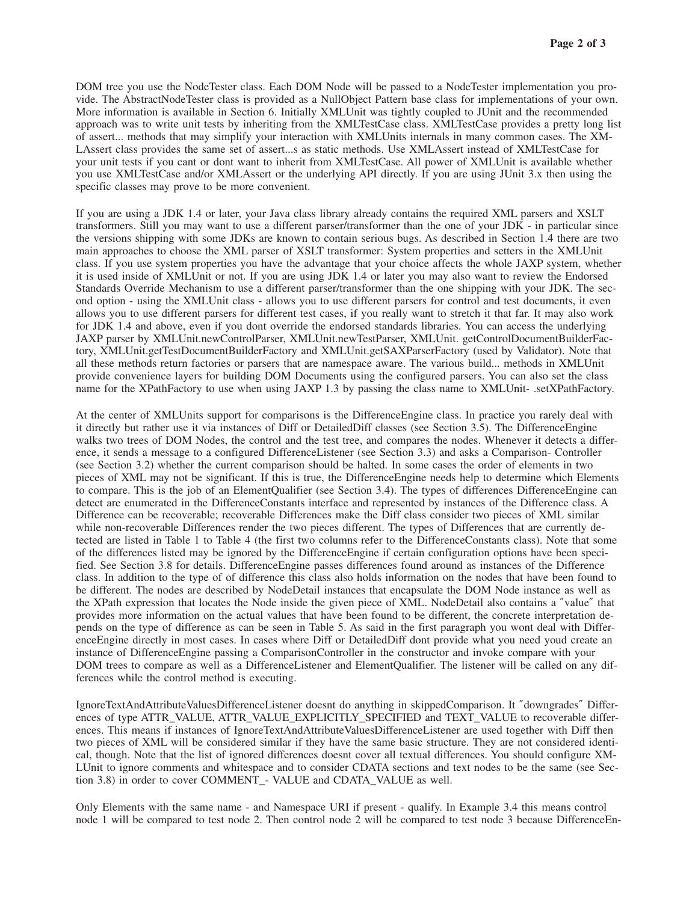DOM tree you use the NodeTester class. Each DOM Node will be passed to a NodeTester implementation you provide. The AbstractNodeTester class is provided as a NullObject Pattern base class for implementations of your own. More information is available in Section 6. Initially XMLUnit was tightly coupled to JUnit and the recommended approach was to write unit tests by inheriting from the XMLTestCase class. XMLTestCase provides a pretty long list of assert... methods that may simplify your interaction with XMLUnits internals in many common cases. The XMLAssert class provides the same set of assert...s as static methods. Use XMLAssert instead of XMLTestCase for your unit tests if you cant or dont want to inherit from XMLTestCase. All power of XMLUnit is available whether you use XMLTestCase and/or XMLAssert or the underlying API directly. If you are using JUnit 3.x then using the specific classes may prove to be more convenient.

If you are using a JDK 1.4 or later, your Java class library already contains the required XML parsers and XSLT transformers. Still you may want to use a different parser/transformer than the one of your JDK - in particular since the versions shipping with some JDKs are known to contain serious bugs. As described in Section 1.4 there are two main approaches to choose the XML parser of XSLT transformer: System properties and setters in the XMLUnit class. If you use system properties you have the advantage that your choice affects the whole JAXP system, whether it is used inside of XMLUnit or not. If you are using JDK 1.4 or later you may also want to review the Endorsed Standards Override Mechanism to use a different parser/transformer than the one shipping with your JDK. The second option - using the XMLUnit class - allows you to use different parsers for control and test documents, it even allows you to use different parsers for different test cases, if you really want to stretch it that far. It may also work for JDK 1.4 and above, even if you dont override the endorsed standards libraries. You can access the underlying JAXP parser by XMLUnit.newControlParser, XMLUnit.newTestParser, XMLUnit. getControlDocumentBuilderFactory, XMLUnit.getTestDocumentBuilderFactory and XMLUnit.getSAXParserFactory (used by Validator). Note that all these methods return factories or parsers that are namespace aware. The various build... methods in XMLUnit provide convenience layers for building DOM Documents using the configured parsers. You can also set the class name for the XPathFactory to use when using JAXP 1.3 by passing the class name to XMLUnit- .setXPathFactory.

At the center of XMLUnits support for comparisons is the DifferenceEngine class. In practice you rarely deal with it directly but rather use it via instances of Diff or DetailedDiff classes (see Section 3.5). The DifferenceEngine walks two trees of DOM Nodes, the control and the test tree, and compares the nodes. Whenever it detects a difference, it sends a message to a configured DifferenceListener (see Section 3.3) and asks a Comparison- Controller (see Section 3.2) whether the current comparison should be halted. In some cases the order of elements in two pieces of XML may not be significant. If this is true, the DifferenceEngine needs help to determine which Elements to compare. This is the job of an ElementQualifier (see Section 3.4). The types of differences DifferenceEngine can detect are enumerated in the DifferenceConstants interface and represented by instances of the Difference class. A Difference can be recoverable; recoverable Differences make the Diff class consider two pieces of XML similar while non-recoverable Differences render the two pieces different. The types of Differences that are currently detected are listed in Table 1 to Table 4 (the first two columns refer to the DifferenceConstants class). Note that some of the differences listed may be ignored by the DifferenceEngine if certain configuration options have been specified. See Section 3.8 for details. DifferenceEngine passes differences found around as instances of the Difference class. In addition to the type of of difference this class also holds information on the nodes that have been found to be different. The nodes are described by NodeDetail instances that encapsulate the DOM Node instance as well as the XPath expression that locates the Node inside the given piece of XML. NodeDetail also contains a ″value″ that provides more information on the actual values that have been found to be different, the concrete interpretation depends on the type of difference as can be seen in Table 5. As said in the first paragraph you wont deal with DifferenceEngine directly in most cases. In cases where Diff or DetailedDiff dont provide what you need youd create an instance of DifferenceEngine passing a ComparisonController in the constructor and invoke compare with your DOM trees to compare as well as a DifferenceListener and ElementQualifier. The listener will be called on any differences while the control method is executing.

IgnoreTextAndAttributeValuesDifferenceListener doesnt do anything in skippedComparison. It ″downgrades″ Differences of type ATTR_VALUE, ATTR_VALUE_EXPLICITLY_SPECIFIED and TEXT_VALUE to recoverable differences. This means if instances of IgnoreTextAndAttributeValuesDifferenceListener are used together with Diff then two pieces of XML will be considered similar if they have the same basic structure. They are not considered identical, though. Note that the list of ignored differences doesnt cover all textual differences. You should configure XMLUnit to ignore comments and whitespace and to consider CDATA sections and text nodes to be the same (see Section 3.8) in order to cover COMMENT_- VALUE and CDATA_VALUE as well.

Only Elements with the same name - and Namespace URI if present - qualify. In Example 3.4 this means control node 1 will be compared to test node 2. Then control node 2 will be compared to test node 3 because DifferenceEn-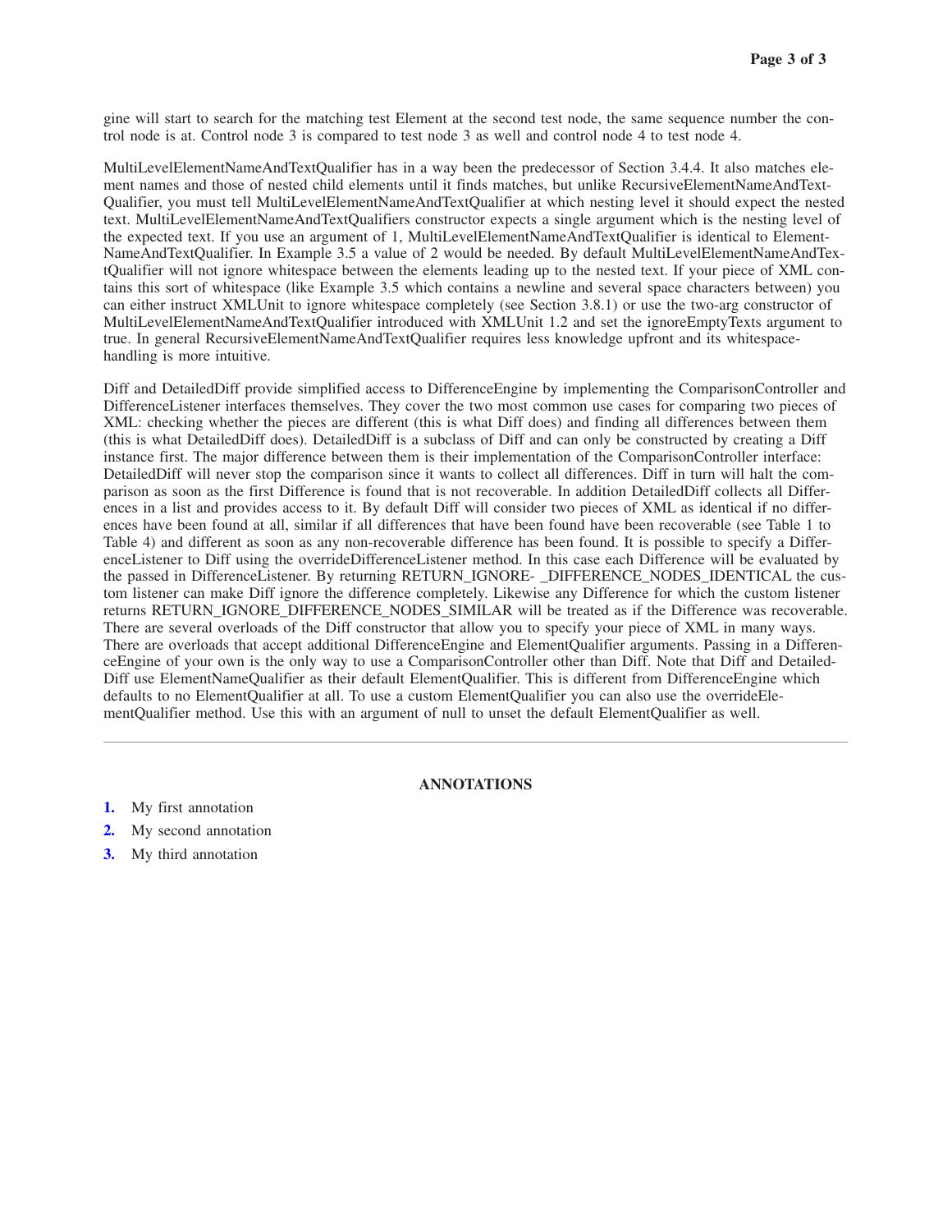gine will start to search for the matching test Element at the second test node, the same sequence number the control node is at. Control node 3 is compared to test node 3 as well and control node 4 to test node 4.

MultiLevelElementNameAndTextQualifier has in a way been the predecessor of Section 3.4.4. It also matches element names and those of nested child elements until it finds matches, but unlike RecursiveElementNameAndTextQualifier, you must tell MultiLevelElementNameAndTextQualifier at which nesting level it should expect the nested text. MultiLevelElementNameAndTextQualifiers constructor expects a single argument which is the nesting level of the expected text. If you use an argument of 1, MultiLevelElementNameAndTextQualifier is identical to ElementNameAndTextQualifier. In Example 3.5 a value of 2 would be needed. By default MultiLevelElementNameAndTextQualifier will not ignore whitespace between the elements leading up to the nested text. If your piece of XML contains this sort of whitespace (like Example 3.5 which contains a newline and several space characters between) you can either instruct XMLUnit to ignore whitespace completely (see Section 3.8.1) or use the two-arg constructor of MultiLevelElementNameAndTextQualifier introduced with XMLUnit 1.2 and set the ignoreEmptyTexts argument to true. In general RecursiveElementNameAndTextQualifier requires less knowledge upfront and its whitespace-handling is more intuitive.

Diff and DetailedDiff provide simplified access to DifferenceEngine by implementing the ComparisonController and DifferenceListener interfaces themselves. They cover the two most common use cases for comparing two pieces of XML: checking whether the pieces are different (this is what Diff does) and finding all differences between them (this is what DetailedDiff does). DetailedDiff is a subclass of Diff and can only be constructed by creating a Diff instance first. The major difference between them is their implementation of the ComparisonController interface: DetailedDiff will never stop the comparison since it wants to collect all differences. Diff in turn will halt the comparison as soon as the first Difference is found that is not recoverable. In addition DetailedDiff collects all Differences in a list and provides access to it. By default Diff will consider two pieces of XML as identical if no differences have been found at all, similar if all differences that have been found have been recoverable (see Table 1 to Table 4) and different as soon as any non-recoverable difference has been found. It is possible to specify a DifferenceListener to Diff using the overrideDifferenceListener method. In this case each Difference will be evaluated by the passed in DifferenceListener. By returning RETURN_IGNORE- _DIFFERENCE_NODES_IDENTICAL the custom listener can make Diff ignore the difference completely. Likewise any Difference for which the custom listener returns RETURN_IGNORE_DIFFERENCE_NODES_SIMILAR will be treated as if the Difference was recoverable. There are several overloads of the Diff constructor that allow you to specify your piece of XML in many ways. There are overloads that accept additional DifferenceEngine and ElementQualifier arguments. Passing in a DifferenceEngine of your own is the only way to use a ComparisonController other than Diff. Note that Diff and DetailedDiff use ElementNameQualifier as their default ElementQualifier. This is different from DifferenceEngine which defaults to no ElementQualifier at all. To use a custom ElementQualifier you can also use the overrideElementQualifier method. Use this with an argument of null to unset the default ElementQualifier as well.

---

## ANNOTATIONS

1. My first annotation
2. My second annotation
3. My third annotation